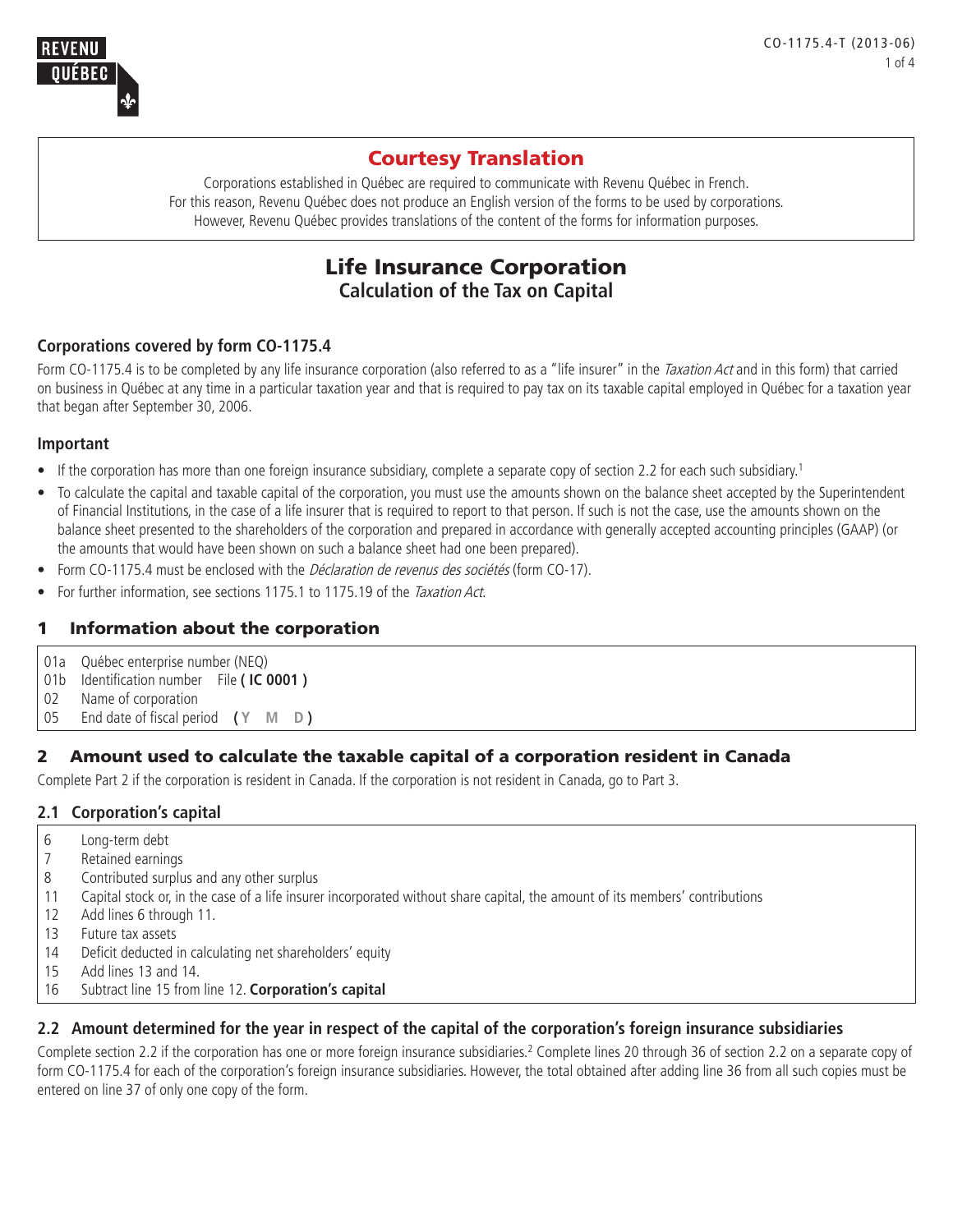## Courtesy Translation

Corporations established in Québec are required to communicate with Revenu Québec in French.
For this reason, Revenu Québec does not produce an English version of the forms to be used by corporations.
However, Revenu Québec provides translations of the content of the forms for information purposes.

# Life Insurance Corporation
**Calculation of the Tax on Capital**

### Corporations covered by form CO-1175.4

Form CO-1175.4 is to be completed by any life insurance corporation (also referred to as a "life insurer" in the *Taxation Act* and in this form) that carried on business in Québec at any time in a particular taxation year and that is required to pay tax on its taxable capital employed in Québec for a taxation year that began after September 30, 2006.

### Important

- If the corporation has more than one foreign insurance subsidiary, complete a separate copy of section 2.2 for each such subsidiary.[1]
- To calculate the capital and taxable capital of the corporation, you must use the amounts shown on the balance sheet accepted by the Superintendent of Financial Institutions, in the case of a life insurer that is required to report to that person. If such is not the case, use the amounts shown on the balance sheet presented to the shareholders of the corporation and prepared in accordance with generally accepted accounting principles (GAAP) (or the amounts that would have been shown on such a balance sheet had one been prepared).
- Form CO-1175.4 must be enclosed with the *Déclaration de revenus des sociétés* (form CO-17).
- For further information, see sections 1175.1 to 1175.19 of the *Taxation Act*.

## 1 Information about the corporation

| | |
|---|---|
| 01a | Québec enterprise number (NEQ) |
| 01b | Identification number File **( IC 0001 )** |
| 02 | Name of corporation |
| 05 | End date of fiscal period **( Y M D )** |

## 2 Amount used to calculate the taxable capital of a corporation resident in Canada

Complete Part 2 if the corporation is resident in Canada. If the corporation is not resident in Canada, go to Part 3.

### 2.1 Corporation's capital

| | |
|---|---|
| 6 | Long-term debt |
| 7 | Retained earnings |
| 8 | Contributed surplus and any other surplus |
| 11 | Capital stock or, in the case of a life insurer incorporated without share capital, the amount of its members' contributions |
| 12 | Add lines 6 through 11. |
| 13 | Future tax assets |
| 14 | Deficit deducted in calculating net shareholders' equity |
| 15 | Add lines 13 and 14. |
| 16 | Subtract line 15 from line 12. **Corporation's capital** |

### 2.2 Amount determined for the year in respect of the capital of the corporation's foreign insurance subsidiaries

Complete section 2.2 if the corporation has one or more foreign insurance subsidiaries.[2] Complete lines 20 through 36 of section 2.2 on a separate copy of form CO-1175.4 for each of the corporation's foreign insurance subsidiaries. However, the total obtained after adding line 36 from all such copies must be entered on line 37 of only one copy of the form.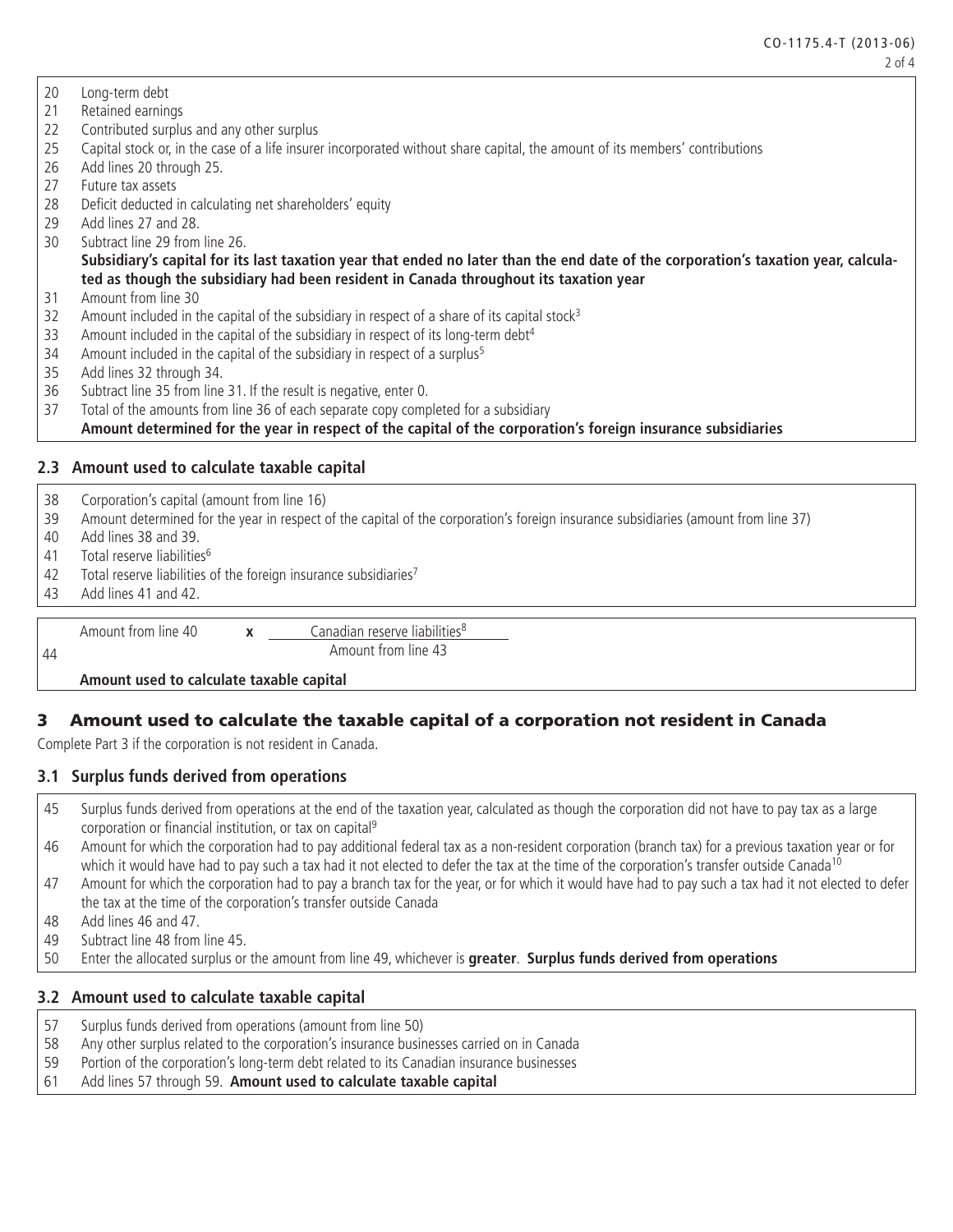| | |
|---|---|
| 20 | Long-term debt |
| 21 | Retained earnings |
| 22 | Contributed surplus and any other surplus |
| 25 | Capital stock or, in the case of a life insurer incorporated without share capital, the amount of its members' contributions |
| 26 | Add lines 20 through 25. |
| 27 | Future tax assets |
| 28 | Deficit deducted in calculating net shareholders' equity |
| 29 | Add lines 27 and 28. |
| 30 | Subtract line 29 from line 26. **Subsidiary's capital for its last taxation year that ended no later than the end date of the corporation's taxation year, calculated as though the subsidiary had been resident in Canada throughout its taxation year** |
| 31 | Amount from line 30 |
| 32 | Amount included in the capital of the subsidiary in respect of a share of its capital stock[3] |
| 33 | Amount included in the capital of the subsidiary in respect of its long-term debt[4] |
| 34 | Amount included in the capital of the subsidiary in respect of a surplus[5] |
| 35 | Add lines 32 through 34. |
| 36 | Subtract line 35 from line 31. If the result is negative, enter 0. |
| 37 | Total of the amounts from line 36 of each separate copy completed for a subsidiary **Amount determined for the year in respect of the capital of the corporation's foreign insurance subsidiaries** |

### 2.3 Amount used to calculate taxable capital

| | |
|---|---|
| 38 | Corporation's capital (amount from line 16) |
| 39 | Amount determined for the year in respect of the capital of the corporation's foreign insurance subsidiaries (amount from line 37) |
| 40 | Add lines 38 and 39. |
| 41 | Total reserve liabilities[6] |
| 42 | Total reserve liabilities of the foreign insurance subsidiaries[7] |
| 43 | Add lines 41 and 42. |

44 Amount from line 40 **x** Canadian reserve liabilities[8] / Amount from line 43

**Amount used to calculate taxable capital**

## 3 Amount used to calculate the taxable capital of a corporation not resident in Canada

Complete Part 3 if the corporation is not resident in Canada.

### 3.1 Surplus funds derived from operations

| | |
|---|---|
| 45 | Surplus funds derived from operations at the end of the taxation year, calculated as though the corporation did not have to pay tax as a large corporation or financial institution, or tax on capital[9] |
| 46 | Amount for which the corporation had to pay additional federal tax as a non-resident corporation (branch tax) for a previous taxation year or for which it would have had to pay such a tax had it not elected to defer the tax at the time of the corporation's transfer outside Canada[10] |
| 47 | Amount for which the corporation had to pay a branch tax for the year, or for which it would have had to pay such a tax had it not elected to defer the tax at the time of the corporation's transfer outside Canada |
| 48 | Add lines 46 and 47. |
| 49 | Subtract line 48 from line 45. |
| 50 | Enter the allocated surplus or the amount from line 49, whichever is **greater**. **Surplus funds derived from operations** |

### 3.2 Amount used to calculate taxable capital

| | |
|---|---|
| 57 | Surplus funds derived from operations (amount from line 50) |
| 58 | Any other surplus related to the corporation's insurance businesses carried on in Canada |
| 59 | Portion of the corporation's long-term debt related to its Canadian insurance businesses |
| 61 | Add lines 57 through 59. **Amount used to calculate taxable capital** |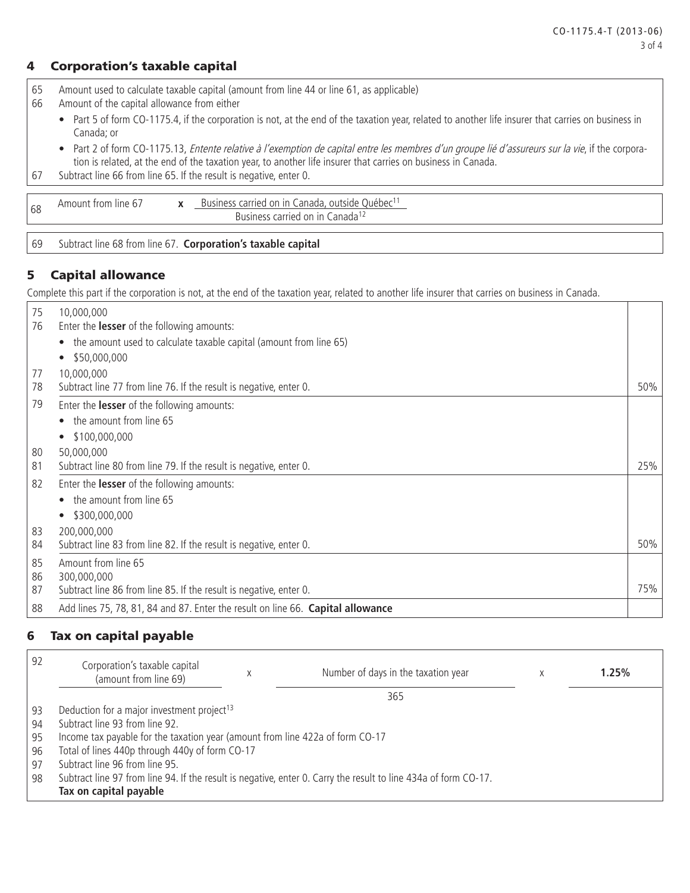## 4 Corporation's taxable capital

| | |
|---|---|
| 65 | Amount used to calculate taxable capital (amount from line 44 or line 61, as applicable) |
| 66 | Amount of the capital allowance from either<br>• Part 5 of form CO-1175.4, if the corporation is not, at the end of the taxation year, related to another life insurer that carries on business in Canada; or<br>• Part 2 of form CO-1175.13, *Entente relative à l'exemption de capital entre les membres d'un groupe lié d'assureurs sur la vie*, if the corporation is related, at the end of the taxation year, to another life insurer that carries on business in Canada. |
| 67 | Subtract line 66 from line 65. If the result is negative, enter 0. |

| | |
|---|---|
| 68 | Amount from line 67 **x** Business carried on in Canada, outside Québec[11] / Business carried on in Canada[12] |

| | |
|---|---|
| 69 | Subtract line 68 from line 67. **Corporation's taxable capital** |

## 5 Capital allowance

Complete this part if the corporation is not, at the end of the taxation year, related to another life insurer that carries on business in Canada.

| | | |
|---|---|---|
| 75 | 10,000,000 | |
| 76 | Enter the **lesser** of the following amounts:<br>• the amount used to calculate taxable capital (amount from line 65)<br>• $50,000,000 | |
| 77 | 10,000,000 | |
| 78 | Subtract line 77 from line 76. If the result is negative, enter 0. | 50% |
| 79 | Enter the **lesser** of the following amounts:<br>• the amount from line 65<br>• $100,000,000 | |
| 80 | 50,000,000 | |
| 81 | Subtract line 80 from line 79. If the result is negative, enter 0. | 25% |
| 82 | Enter the **lesser** of the following amounts:<br>• the amount from line 65<br>• $300,000,000 | |
| 83 | 200,000,000 | |
| 84 | Subtract line 83 from line 82. If the result is negative, enter 0. | 50% |
| 85 | Amount from line 65 | |
| 86 | 300,000,000 | |
| 87 | Subtract line 86 from line 85. If the result is negative, enter 0. | 75% |
| 88 | Add lines 75, 78, 81, 84 and 87. Enter the result on line 66. **Capital allowance** | |

## 6 Tax on capital payable

| | |
|---|---|
| 92 | Corporation's taxable capital (amount from line 69) x Number of days in the taxation year / 365 x **1.25%** |
| 93 | Deduction for a major investment project[13] |
| 94 | Subtract line 93 from line 92. |
| 95 | Income tax payable for the taxation year (amount from line 422a of form CO-17 |
| 96 | Total of lines 440p through 440y of form CO-17 |
| 97 | Subtract line 96 from line 95. |
| 98 | Subtract line 97 from line 94. If the result is negative, enter 0. Carry the result to line 434a of form CO-17.<br>**Tax on capital payable** |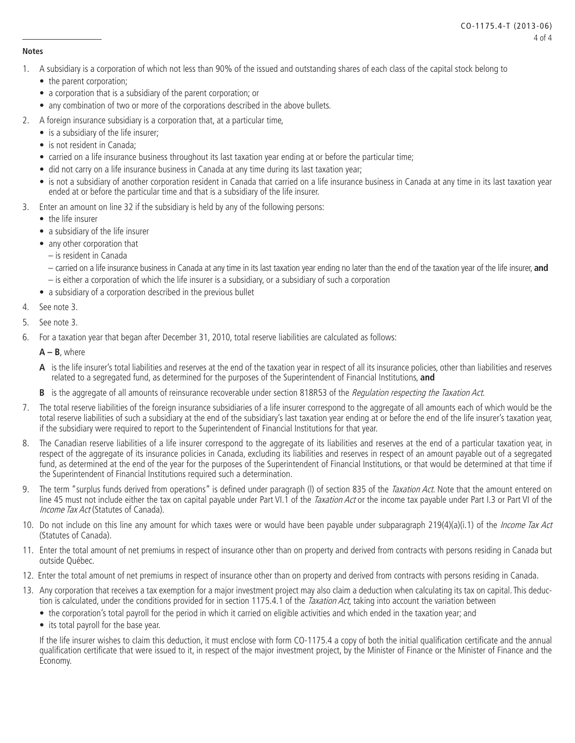**Notes**

1. A subsidiary is a corporation of which not less than 90% of the issued and outstanding shares of each class of the capital stock belong to
   - the parent corporation;
   - a corporation that is a subsidiary of the parent corporation; or
   - any combination of two or more of the corporations described in the above bullets.
2. A foreign insurance subsidiary is a corporation that, at a particular time,
   - is a subsidiary of the life insurer;
   - is not resident in Canada;
   - carried on a life insurance business throughout its last taxation year ending at or before the particular time;
   - did not carry on a life insurance business in Canada at any time during its last taxation year;
   - is not a subsidiary of another corporation resident in Canada that carried on a life insurance business in Canada at any time in its last taxation year ended at or before the particular time and that is a subsidiary of the life insurer.
3. Enter an amount on line 32 if the subsidiary is held by any of the following persons:
   - the life insurer
   - a subsidiary of the life insurer
   - any other corporation that
     – is resident in Canada
     – carried on a life insurance business in Canada at any time in its last taxation year ending no later than the end of the taxation year of the life insurer, **and**
     – is either a corporation of which the life insurer is a subsidiary, or a subsidiary of such a corporation
   - a subsidiary of a corporation described in the previous bullet
4. See note 3.
5. See note 3.
6. For a taxation year that began after December 31, 2010, total reserve liabilities are calculated as follows:

   **A – B**, where

   **A** is the life insurer's total liabilities and reserves at the end of the taxation year in respect of all its insurance policies, other than liabilities and reserves related to a segregated fund, as determined for the purposes of the Superintendent of Financial Institutions, **and**

   **B** is the aggregate of all amounts of reinsurance recoverable under section 818R53 of the *Regulation respecting the Taxation Act*.
7. The total reserve liabilities of the foreign insurance subsidiaries of a life insurer correspond to the aggregate of all amounts each of which would be the total reserve liabilities of such a subsidiary at the end of the subsidiary's last taxation year ending at or before the end of the life insurer's taxation year, if the subsidiary were required to report to the Superintendent of Financial Institutions for that year.
8. The Canadian reserve liabilities of a life insurer correspond to the aggregate of its liabilities and reserves at the end of a particular taxation year, in respect of the aggregate of its insurance policies in Canada, excluding its liabilities and reserves in respect of an amount payable out of a segregated fund, as determined at the end of the year for the purposes of the Superintendent of Financial Institutions, or that would be determined at that time if the Superintendent of Financial Institutions required such a determination.
9. The term "surplus funds derived from operations" is defined under paragraph (l) of section 835 of the *Taxation Act*. Note that the amount entered on line 45 must not include either the tax on capital payable under Part VI.1 of the *Taxation Act* or the income tax payable under Part I.3 or Part VI of the *Income Tax Act* (Statutes of Canada).
10. Do not include on this line any amount for which taxes were or would have been payable under subparagraph 219(4)(a)(i.1) of the *Income Tax Act* (Statutes of Canada).
11. Enter the total amount of net premiums in respect of insurance other than on property and derived from contracts with persons residing in Canada but outside Québec.
12. Enter the total amount of net premiums in respect of insurance other than on property and derived from contracts with persons residing in Canada.
13. Any corporation that receives a tax exemption for a major investment project may also claim a deduction when calculating its tax on capital. This deduction is calculated, under the conditions provided for in section 1175.4.1 of the *Taxation Act*, taking into account the variation between
    - the corporation's total payroll for the period in which it carried on eligible activities and which ended in the taxation year; and
    - its total payroll for the base year.

    If the life insurer wishes to claim this deduction, it must enclose with form CO-1175.4 a copy of both the initial qualification certificate and the annual qualification certificate that were issued to it, in respect of the major investment project, by the Minister of Finance or the Minister of Finance and the Economy.